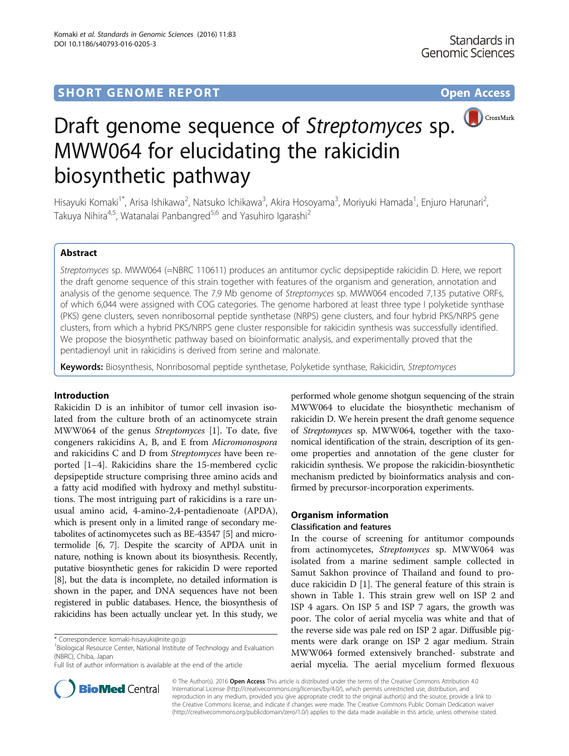SHORT GENOME REPORT

Open Access

# Draft genome sequence of *Streptomyces* sp. MWW064 for elucidating the rakicidin biosynthetic pathway

Hisayuki Komaki[1*], Arisa Ishikawa[2], Natsuko Ichikawa[3], Akira Hosoyama[3], Moriyuki Hamada[1], Enjuro Harunari[2], Takuya Nihira[4,5], Watanalai Panbangred[5,6] and Yasuhiro Igarashi[2]

## Abstract

*Streptomyces* sp. MWW064 (=NBRC 110611) produces an antitumor cyclic depsipeptide rakicidin D. Here, we report the draft genome sequence of this strain together with features of the organism and generation, annotation and analysis of the genome sequence. The 7.9 Mb genome of *Streptomyces* sp. MWW064 encoded 7,135 putative ORFs, of which 6,044 were assigned with COG categories. The genome harbored at least three type I polyketide synthase (PKS) gene clusters, seven nonribosomal peptide synthetase (NRPS) gene clusters, and four hybrid PKS/NRPS gene clusters, from which a hybrid PKS/NRPS gene cluster responsible for rakicidin synthesis was successfully identified. We propose the biosynthetic pathway based on bioinformatic analysis, and experimentally proved that the pentadienoyl unit in rakicidins is derived from serine and malonate.

**Keywords:** Biosynthesis, Nonribosomal peptide synthetase, Polyketide synthase, Rakicidin, *Streptomyces*

## Introduction

Rakicidin D is an inhibitor of tumor cell invasion isolated from the culture broth of an actinomycete strain MWW064 of the genus *Streptomyces* [1]. To date, five congeners rakicidins A, B, and E from *Micromonospora* and rakicidins C and D from *Streptomyces* have been reported [1–4]. Rakicidins share the 15-membered cyclic depsipeptide structure comprising three amino acids and a fatty acid modified with hydroxy and methyl substitutions. The most intriguing part of rakicidins is a rare unusual amino acid, 4-amino-2,4-pentadienoate (APDA), which is present only in a limited range of secondary metabolites of actinomycetes such as BE-43547 [5] and microtermolide [6, 7]. Despite the scarcity of APDA unit in nature, nothing is known about its biosynthesis. Recently, putative biosynthetic genes for rakicidin D were reported [8], but the data is incomplete, no detailed information is shown in the paper, and DNA sequences have not been registered in public databases. Hence, the biosynthesis of rakicidins has been actually unclear yet. In this study, we performed whole genome shotgun sequencing of the strain MWW064 to elucidate the biosynthetic mechanism of rakicidin D. We herein present the draft genome sequence of *Streptomyces* sp. MWW064, together with the taxonomical identification of the strain, description of its genome properties and annotation of the gene cluster for rakicidin synthesis. We propose the rakicidin-biosynthetic mechanism predicted by bioinformatics analysis and confirmed by precursor-incorporation experiments.

## Organism information

### Classification and features

In the course of screening for antitumor compounds from actinomycetes, *Streptomyces* sp. MWW064 was isolated from a marine sediment sample collected in Samut Sakhon province of Thailand and found to produce rakicidin D [1]. The general feature of this strain is shown in Table 1. This strain grew well on ISP 2 and ISP 4 agars. On ISP 5 and ISP 7 agars, the growth was poor. The color of aerial mycelia was white and that of the reverse side was pale red on ISP 2 agar. Diffusible pigments were dark orange on ISP 2 agar medium. Strain MWW064 formed extensively branched- substrate and aerial mycelia. The aerial mycelium formed flexuous

\* Correspondence: komaki-hisayuki@nite.go.jp
[1]Biological Resource Center, National Institute of Technology and Evaluation (NBRC), Chiba, Japan
Full list of author information is available at the end of the article

© The Author(s). 2016 **Open Access** This article is distributed under the terms of the Creative Commons Attribution 4.0 International License (http://creativecommons.org/licenses/by/4.0/), which permits unrestricted use, distribution, and reproduction in any medium, provided you give appropriate credit to the original author(s) and the source, provide a link to the Creative Commons license, and indicate if changes were made. The Creative Commons Public Domain Dedication waiver (http://creativecommons.org/publicdomain/zero/1.0/) applies to the data made available in this article, unless otherwise stated.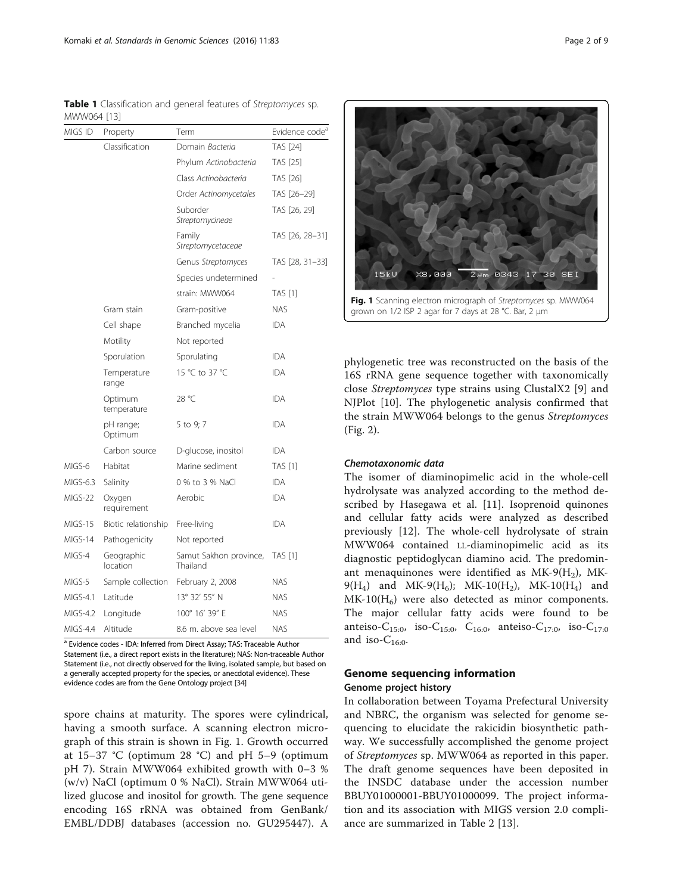**Table 1** Classification and general features of *Streptomyces* sp. MWW064 [13]

| MIGS ID | Property | Term | Evidence code[a] |
|---|---|---|---|
| | Classification | Domain *Bacteria* | TAS [24] |
| | | Phylum *Actinobacteria* | TAS [25] |
| | | Class *Actinobacteria* | TAS [26] |
| | | Order *Actinomycetales* | TAS [26–29] |
| | | Suborder *Streptomycineae* | TAS [26, 29] |
| | | Family *Streptomycetaceae* | TAS [26, 28–31] |
| | | Genus *Streptomyces* | TAS [28, 31–33] |
| | | Species undetermined | - |
| | | strain: MWW064 | TAS [1] |
| | Gram stain | Gram-positive | NAS |
| | Cell shape | Branched mycelia | IDA |
| | Motility | Not reported | |
| | Sporulation | Sporulating | IDA |
| | Temperature range | 15 °C to 37 °C | IDA |
| | Optimum temperature | 28 °C | IDA |
| | pH range; Optimum | 5 to 9; 7 | IDA |
| | Carbon source | D-glucose, inositol | IDA |
| MIGS-6 | Habitat | Marine sediment | TAS [1] |
| MIGS-6.3 | Salinity | 0 % to 3 % NaCl | IDA |
| MIGS-22 | Oxygen requirement | Aerobic | IDA |
| MIGS-15 | Biotic relationship | Free-living | IDA |
| MIGS-14 | Pathogenicity | Not reported | |
| MIGS-4 | Geographic location | Samut Sakhon province, Thailand | TAS [1] |
| MIGS-5 | Sample collection | February 2, 2008 | NAS |
| MIGS-4.1 | Latitude | 13° 32′ 55″ N | NAS |
| MIGS-4.2 | Longitude | 100° 16′ 39″ E | NAS |
| MIGS-4.4 | Altitude | 8.6 m. above sea level | NAS |

[a] Evidence codes - IDA: Inferred from Direct Assay; TAS: Traceable Author Statement (i.e., a direct report exists in the literature); NAS: Non-traceable Author Statement (i.e., not directly observed for the living, isolated sample, but based on a generally accepted property for the species, or anecdotal evidence). These evidence codes are from the Gene Ontology project [34]

spore chains at maturity. The spores were cylindrical, having a smooth surface. A scanning electron micrograph of this strain is shown in Fig. 1. Growth occurred at 15–37 °C (optimum 28 °C) and pH 5–9 (optimum pH 7). Strain MWW064 exhibited growth with 0–3 % (w/v) NaCl (optimum 0 % NaCl). Strain MWW064 utilized glucose and inositol for growth. The gene sequence encoding 16S rRNA was obtained from GenBank/EMBL/DDBJ databases (accession no. GU295447). A phylogenetic tree was reconstructed on the basis of the 16S rRNA gene sequence together with taxonomically close *Streptomyces* type strains using ClustalX2 [9] and NJPlot [10]. The phylogenetic analysis confirmed that the strain MWW064 belongs to the genus *Streptomyces* (Fig. 2).

15kV X8,000 2μm 0343 17 30 SEI

**Fig. 1** Scanning electron micrograph of *Streptomyces* sp. MWW064 grown on 1/2 ISP 2 agar for 7 days at 28 °C. Bar, 2 μm

#### Chemotaxonomic data

The isomer of diaminopimelic acid in the whole-cell hydrolysate was analyzed according to the method described by Hasegawa et al. [11]. Isoprenoid quinones and cellular fatty acids were analyzed as described previously [12]. The whole-cell hydrolysate of strain MWW064 contained LL-diaminopimelic acid as its diagnostic peptidoglycan diamino acid. The predominant menaquinones were identified as MK-9($H_2$), MK-9($H_4$) and MK-9($H_6$); MK-10($H_2$), MK-10($H_4$) and MK-10($H_6$) were also detected as minor components. The major cellular fatty acids were found to be anteiso-$C_{15:0}$, iso-$C_{15:0}$, $C_{16:0}$, anteiso-$C_{17:0}$, iso-$C_{17:0}$ and iso-$C_{16:0}$.

## Genome sequencing information

### Genome project history

In collaboration between Toyama Prefectural University and NBRC, the organism was selected for genome sequencing to elucidate the rakicidin biosynthetic pathway. We successfully accomplished the genome project of *Streptomyces* sp. MWW064 as reported in this paper. The draft genome sequences have been deposited in the INSDC database under the accession number BBUY01000001-BBUY01000099. The project information and its association with MIGS version 2.0 compliance are summarized in Table 2 [13].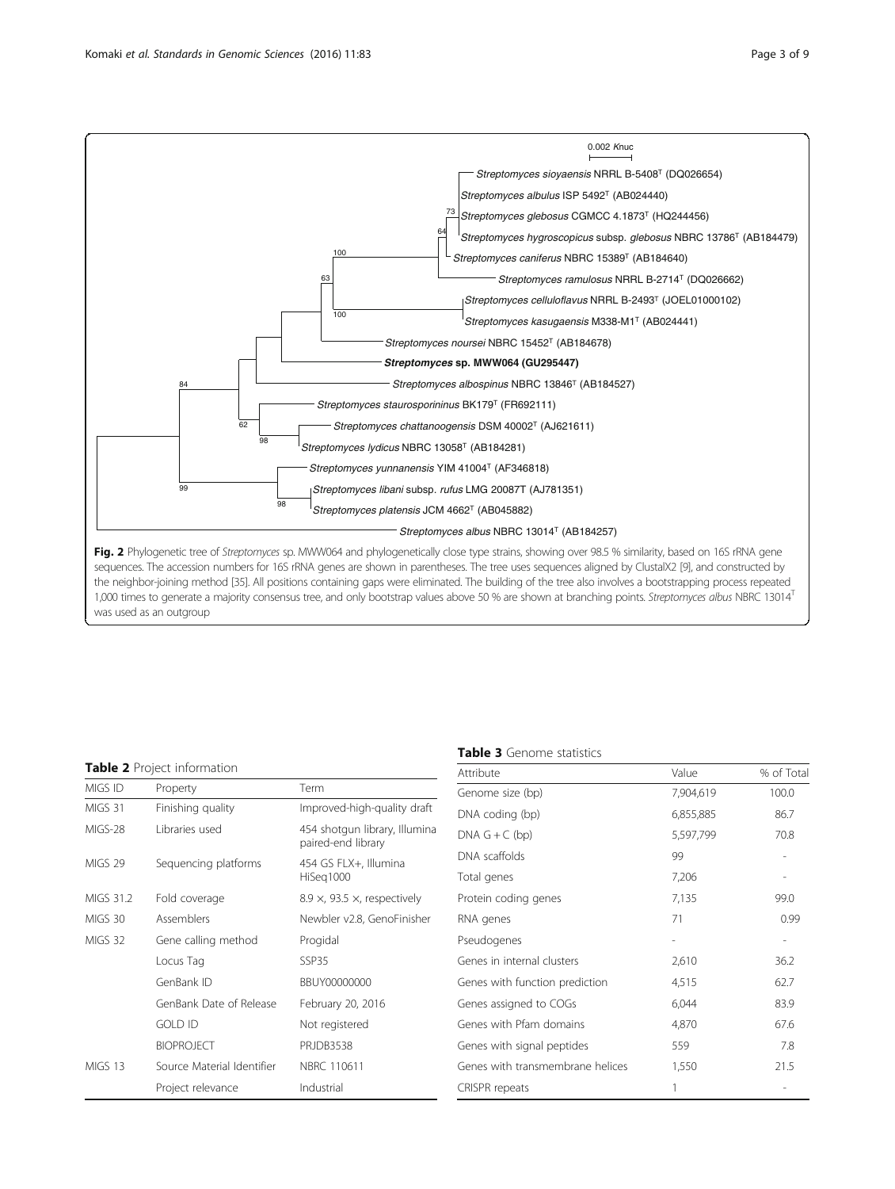0.002 *K*nuc

*Streptomyces sioyaensis* NRRL B-5408ᵀ (DQ026654)

*Streptomyces albulus* ISP 5492ᵀ (AB024440)

*Streptomyces glebosus* CGMCC 4.1873ᵀ (HQ244456)

*Streptomyces hygroscopicus* subsp. *glebosus* NBRC 13786ᵀ (AB184479)

*Streptomyces caniferus* NBRC 15389ᵀ (AB184640)

*Streptomyces ramulosus* NRRL B-2714ᵀ (DQ026662)

*Streptomyces celluloflavus* NRRL B-2493ᵀ (JOEL01000102)

*Streptomyces kasugaensis* M338-M1ᵀ (AB024441)

*Streptomyces noursei* NBRC 15452ᵀ (AB184678)

***Streptomyces* sp. MWW064 (GU295447)**

*Streptomyces albospinus* NBRC 13846ᵀ (AB184527)

*Streptomyces staurosporininus* BK179ᵀ (FR692111)

*Streptomyces chattanoogensis* DSM 40002ᵀ (AJ621611)

*Streptomyces lydicus* NBRC 13058ᵀ (AB184281)

*Streptomyces yunnanensis* YIM 41004ᵀ (AF346818)

*Streptomyces libani* subsp. *rufus* LMG 20087T (AJ781351)

*Streptomyces platensis* JCM 4662ᵀ (AB045882)

*Streptomyces albus* NBRC 13014ᵀ (AB184257)

73 64 100 63 100 84 62 98 99 98

**Fig. 2** Phylogenetic tree of *Streptomyces* sp. MWW064 and phylogenetically close type strains, showing over 98.5 % similarity, based on 16S rRNA gene sequences. The accession numbers for 16S rRNA genes are shown in parentheses. The tree uses sequences aligned by ClustalX2 [9], and constructed by the neighbor-joining method [35]. All positions containing gaps were eliminated. The building of the tree also involves a bootstrapping process repeated 1,000 times to generate a majority consensus tree, and only bootstrap values above 50 % are shown at branching points. *Streptomyces albus* NBRC 13014ᵀ was used as an outgroup

**Table 2** Project information

| MIGS ID | Property | Term |
|---|---|---|
| MIGS 31 | Finishing quality | Improved-high-quality draft |
| MIGS-28 | Libraries used | 454 shotgun library, Illumina paired-end library |
| MIGS 29 | Sequencing platforms | 454 GS FLX+, Illumina HiSeq1000 |
| MIGS 31.2 | Fold coverage | 8.9 ×, 93.5 ×, respectively |
| MIGS 30 | Assemblers | Newbler v2.8, GenoFinisher |
| MIGS 32 | Gene calling method | Progidal |
| | Locus Tag | SSP35 |
| | GenBank ID | BBUY00000000 |
| | GenBank Date of Release | February 20, 2016 |
| | GOLD ID | Not registered |
| | BIOPROJECT | PRJDB3538 |
| MIGS 13 | Source Material Identifier | NBRC 110611 |
| | Project relevance | Industrial |

**Table 3** Genome statistics

| Attribute | Value | % of Total |
|---|---|---|
| Genome size (bp) | 7,904,619 | 100.0 |
| DNA coding (bp) | 6,855,885 | 86.7 |
| DNA G + C (bp) | 5,597,799 | 70.8 |
| DNA scaffolds | 99 | - |
| Total genes | 7,206 | - |
| Protein coding genes | 7,135 | 99.0 |
| RNA genes | 71 | 0.99 |
| Pseudogenes | - | - |
| Genes in internal clusters | 2,610 | 36.2 |
| Genes with function prediction | 4,515 | 62.7 |
| Genes assigned to COGs | 6,044 | 83.9 |
| Genes with Pfam domains | 4,870 | 67.6 |
| Genes with signal peptides | 559 | 7.8 |
| Genes with transmembrane helices | 1,550 | 21.5 |
| CRISPR repeats | 1 | - |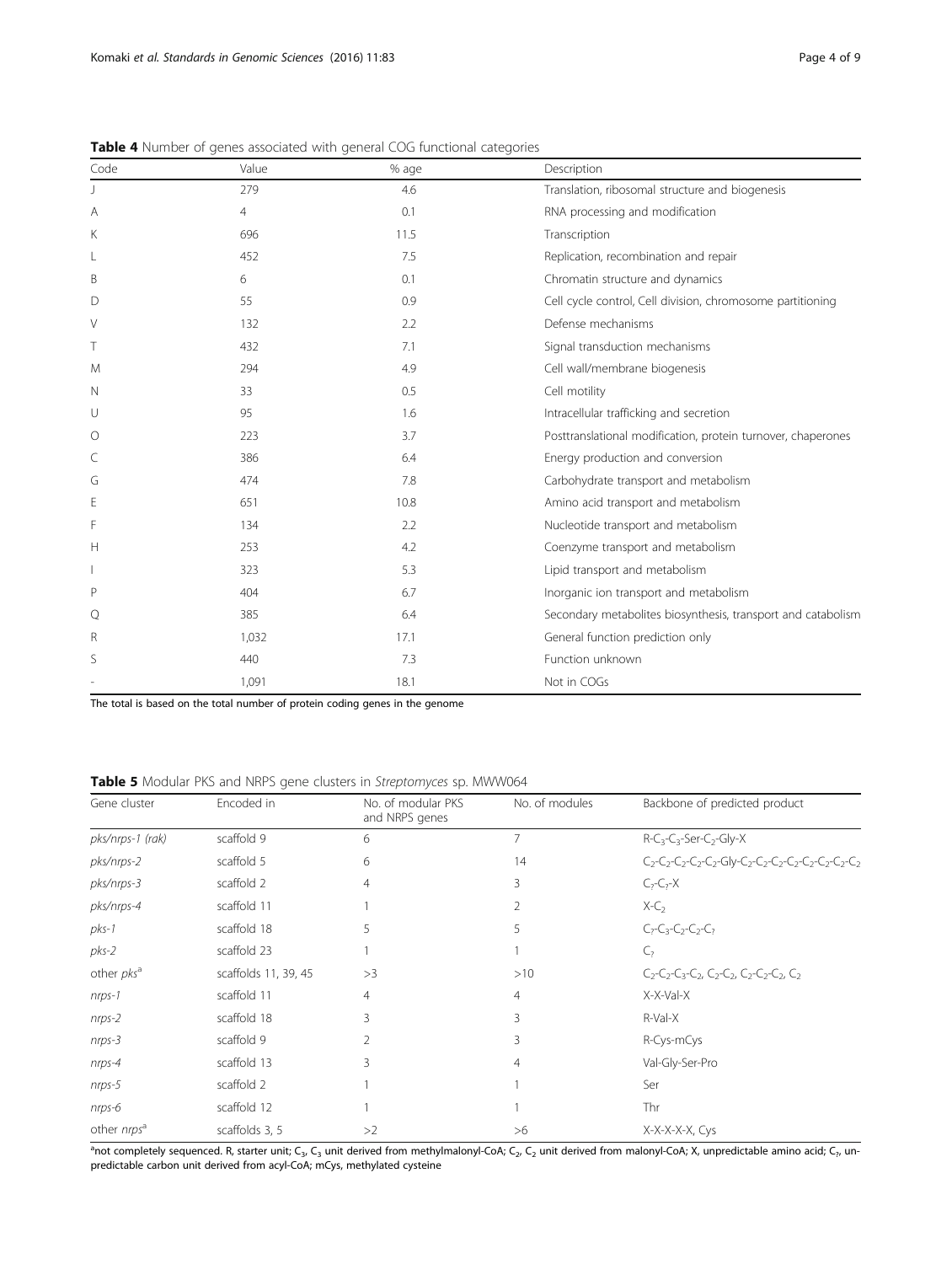**Table 4** Number of genes associated with general COG functional categories

| Code | Value | % age | Description |
|---|---|---|---|
| J | 279 | 4.6 | Translation, ribosomal structure and biogenesis |
| A | 4 | 0.1 | RNA processing and modification |
| K | 696 | 11.5 | Transcription |
| L | 452 | 7.5 | Replication, recombination and repair |
| B | 6 | 0.1 | Chromatin structure and dynamics |
| D | 55 | 0.9 | Cell cycle control, Cell division, chromosome partitioning |
| V | 132 | 2.2 | Defense mechanisms |
| T | 432 | 7.1 | Signal transduction mechanisms |
| M | 294 | 4.9 | Cell wall/membrane biogenesis |
| N | 33 | 0.5 | Cell motility |
| U | 95 | 1.6 | Intracellular trafficking and secretion |
| O | 223 | 3.7 | Posttranslational modification, protein turnover, chaperones |
| C | 386 | 6.4 | Energy production and conversion |
| G | 474 | 7.8 | Carbohydrate transport and metabolism |
| E | 651 | 10.8 | Amino acid transport and metabolism |
| F | 134 | 2.2 | Nucleotide transport and metabolism |
| H | 253 | 4.2 | Coenzyme transport and metabolism |
| I | 323 | 5.3 | Lipid transport and metabolism |
| P | 404 | 6.7 | Inorganic ion transport and metabolism |
| Q | 385 | 6.4 | Secondary metabolites biosynthesis, transport and catabolism |
| R | 1,032 | 17.1 | General function prediction only |
| S | 440 | 7.3 | Function unknown |
| - | 1,091 | 18.1 | Not in COGs |

The total is based on the total number of protein coding genes in the genome

**Table 5** Modular PKS and NRPS gene clusters in *Streptomyces* sp. MWW064

| Gene cluster | Encoded in | No. of modular PKS and NRPS genes | No. of modules | Backbone of predicted product |
|---|---|---|---|---|
| *pks/nrps-1 (rak)* | scaffold 9 | 6 | 7 | R-$C_3$-$C_3$-Ser-$C_2$-Gly-X |
| *pks/nrps-2* | scaffold 5 | 6 | 14 | $C_2$-$C_2$-$C_2$-$C_2$-$C_2$-Gly-$C_2$-$C_2$-$C_2$-$C_2$-$C_2$-$C_2$-$C_2$-$C_2$ |
| *pks/nrps-3* | scaffold 2 | 4 | 3 | $C_?$-$C_?$-X |
| *pks/nrps-4* | scaffold 11 | 1 | 2 | X-$C_2$ |
| *pks-1* | scaffold 18 | 5 | 5 | $C_?$-$C_3$-$C_2$-$C_2$-$C_?$ |
| *pks-2* | scaffold 23 | 1 | 1 | $C_?$ |
| other *pks*[a] | scaffolds 11, 39, 45 | >3 | >10 | $C_2$-$C_2$-$C_3$-$C_2$, $C_2$-$C_2$, $C_2$-$C_2$-$C_2$, $C_2$ |
| *nrps-1* | scaffold 11 | 4 | 4 | X-X-Val-X |
| *nrps-2* | scaffold 18 | 3 | 3 | R-Val-X |
| *nrps-3* | scaffold 9 | 2 | 3 | R-Cys-mCys |
| *nrps-4* | scaffold 13 | 3 | 4 | Val-Gly-Ser-Pro |
| *nrps-5* | scaffold 2 | 1 | 1 | Ser |
| *nrps-6* | scaffold 12 | 1 | 1 | Thr |
| other *nrps*[a] | scaffolds 3, 5 | >2 | >6 | X-X-X-X-X, Cys |

[a]not completely sequenced. R, starter unit; $C_3$, $C_3$ unit derived from methylmalonyl-CoA; $C_2$, $C_2$ unit derived from malonyl-CoA; X, unpredictable amino acid; $C_?$, unpredictable carbon unit derived from acyl-CoA; mCys, methylated cysteine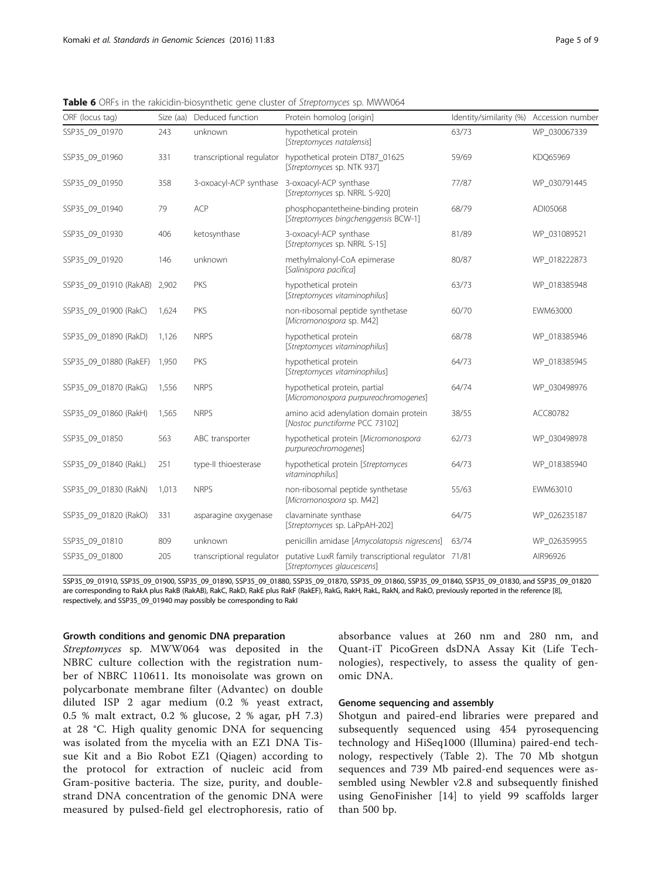**Table 6** ORFs in the rakicidin-biosynthetic gene cluster of *Streptomyces* sp. MWW064

| ORF (locus tag) | Size (aa) | Deduced function | Protein homolog [origin] | Identity/similarity (%) | Accession number |
|---|---|---|---|---|---|
| SSP35_09_01970 | 243 | unknown | hypothetical protein [*Streptomyces natalensis*] | 63/73 | WP_030067339 |
| SSP35_09_01960 | 331 | transcriptional regulator | hypothetical protein DT87_01625 [*Streptomyces* sp. NTK 937] | 59/69 | KDQ65969 |
| SSP35_09_01950 | 358 | 3-oxoacyl-ACP synthase | 3-oxoacyl-ACP synthase [*Streptomyces* sp. NRRL S-920] | 77/87 | WP_030791445 |
| SSP35_09_01940 | 79 | ACP | phosphopantetheine-binding protein [*Streptomyces bingchenggensis* BCW-1] | 68/79 | ADI05068 |
| SSP35_09_01930 | 406 | ketosynthase | 3-oxoacyl-ACP synthase [*Streptomyces* sp. NRRL S-15] | 81/89 | WP_031089521 |
| SSP35_09_01920 | 146 | unknown | methylmalonyl-CoA epimerase [*Salinispora pacifica*] | 80/87 | WP_018222873 |
| SSP35_09_01910 (RakAB) | 2,902 | PKS | hypothetical protein [*Streptomyces vitaminophilus*] | 63/73 | WP_018385948 |
| SSP35_09_01900 (RakC) | 1,624 | PKS | non-ribosomal peptide synthetase [*Micromonospora* sp. M42] | 60/70 | EWM63000 |
| SSP35_09_01890 (RakD) | 1,126 | NRPS | hypothetical protein [*Streptomyces vitaminophilus*] | 68/78 | WP_018385946 |
| SSP35_09_01880 (RakEF) | 1,950 | PKS | hypothetical protein [*Streptomyces vitaminophilus*] | 64/73 | WP_018385945 |
| SSP35_09_01870 (RakG) | 1,556 | NRPS | hypothetical protein, partial [*Micromonospora purpureochromogenes*] | 64/74 | WP_030498976 |
| SSP35_09_01860 (RakH) | 1,565 | NRPS | amino acid adenylation domain protein [*Nostoc punctiforme* PCC 73102] | 38/55 | ACC80782 |
| SSP35_09_01850 | 563 | ABC transporter | hypothetical protein [*Micromonospora purpureochromogenes*] | 62/73 | WP_030498978 |
| SSP35_09_01840 (RakL) | 251 | type-II thioesterase | hypothetical protein [*Streptomyces vitaminophilus*] | 64/73 | WP_018385940 |
| SSP35_09_01830 (RakN) | 1,013 | NRPS | non-ribosomal peptide synthetase [*Micromonospora* sp. M42] | 55/63 | EWM63010 |
| SSP35_09_01820 (RakO) | 331 | asparagine oxygenase | clavaminate synthase [*Streptomyces* sp. LaPpAH-202] | 64/75 | WP_026235187 |
| SSP35_09_01810 | 809 | unknown | penicillin amidase [*Amycolatopsis nigrescens*] | 63/74 | WP_026359955 |
| SSP35_09_01800 | 205 | transcriptional regulator | putative LuxR family transcriptional regulator [*Streptomyces glaucescens*] | 71/81 | AIR96926 |

SSP35_09_01910, SSP35_09_01900, SSP35_09_01890, SSP35_09_01880, SSP35_09_01870, SSP35_09_01860, SSP35_09_01840, SSP35_09_01830, and SSP35_09_01820 are corresponding to RakA plus RakB (RakAB), RakC, RakD, RakE plus RakF (RakEF), RakG, RakH, RakL, RakN, and RakO, previously reported in the reference [8], respectively, and SSP35_09_01940 may possibly be corresponding to RakI

### Growth conditions and genomic DNA preparation

*Streptomyces* sp. MWW064 was deposited in the NBRC culture collection with the registration number of NBRC 110611. Its monoisolate was grown on polycarbonate membrane filter (Advantec) on double diluted ISP 2 agar medium (0.2 % yeast extract, 0.5 % malt extract, 0.2 % glucose, 2 % agar, pH 7.3) at 28 °C. High quality genomic DNA for sequencing was isolated from the mycelia with an EZ1 DNA Tissue Kit and a Bio Robot EZ1 (Qiagen) according to the protocol for extraction of nucleic acid from Gram-positive bacteria. The size, purity, and double-strand DNA concentration of the genomic DNA were measured by pulsed-field gel electrophoresis, ratio of absorbance values at 260 nm and 280 nm, and Quant-iT PicoGreen dsDNA Assay Kit (Life Technologies), respectively, to assess the quality of genomic DNA.

### Genome sequencing and assembly

Shotgun and paired-end libraries were prepared and subsequently sequenced using 454 pyrosequencing technology and HiSeq1000 (Illumina) paired-end technology, respectively (Table 2). The 70 Mb shotgun sequences and 739 Mb paired-end sequences were assembled using Newbler v2.8 and subsequently finished using GenoFinisher [14] to yield 99 scaffolds larger than 500 bp.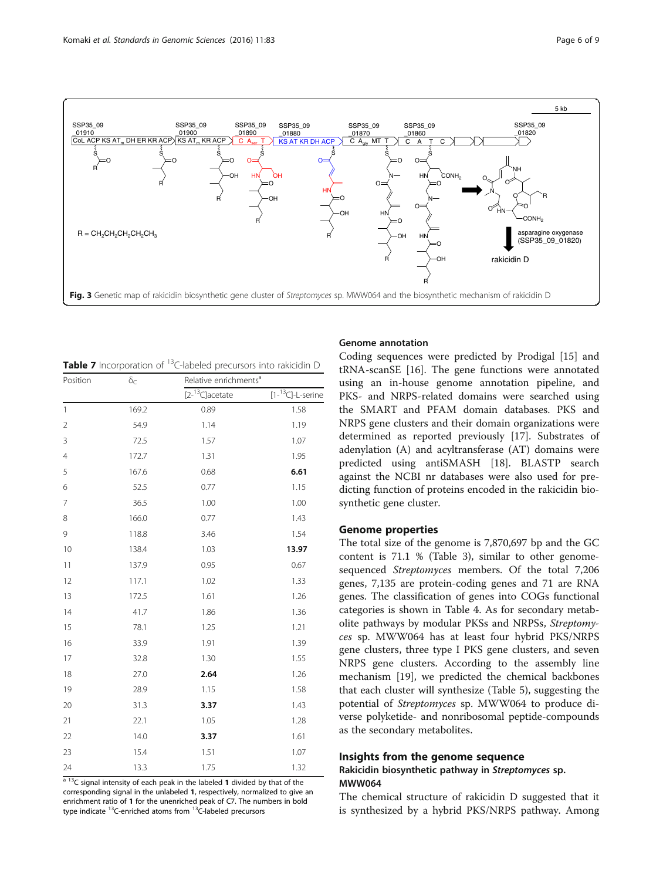5 kb

SSP35_09 _01910
SSP35_09 _01900
SSP35_09 01890
SSP35_09 _01880
SSP35_09 _01870
SSP35_09 _01860
SSP35_09 _01820

CoL ACP KS $AT_m$ DH ER KR ACP
KS $AT_m$ KR ACP
C $A_{ser}$ T
KS AT KR DH ACP
C $A_{gly}$ MT T
C A T C

R = $CH_2CH_2CH_2CH_2CH_3$

asparagine oxygenase (SSP35_09_01820)

rakicidin D

**Fig. 3** Genetic map of rakicidin biosynthetic gene cluster of *Streptomyces* sp. MWW064 and the biosynthetic mechanism of rakicidin D

**Table 7** Incorporation of $^{13}$C-labeled precursors into rakicidin D

| Position | $\delta_C$ | Relative enrichments[a] | |
|---|---|---|---|
| | | [2-$^{13}$C]acetate | [1-$^{13}$C]-L-serine |
| 1 | 169.2 | 0.89 | 1.58 |
| 2 | 54.9 | 1.14 | 1.19 |
| 3 | 72.5 | 1.57 | 1.07 |
| 4 | 172.7 | 1.31 | 1.95 |
| 5 | 167.6 | 0.68 | **6.61** |
| 6 | 52.5 | 0.77 | 1.15 |
| 7 | 36.5 | 1.00 | 1.00 |
| 8 | 166.0 | 0.77 | 1.43 |
| 9 | 118.8 | 3.46 | 1.54 |
| 10 | 138.4 | 1.03 | **13.97** |
| 11 | 137.9 | 0.95 | 0.67 |
| 12 | 117.1 | 1.02 | 1.33 |
| 13 | 172.5 | 1.61 | 1.26 |
| 14 | 41.7 | 1.86 | 1.36 |
| 15 | 78.1 | 1.25 | 1.21 |
| 16 | 33.9 | 1.91 | 1.39 |
| 17 | 32.8 | 1.30 | 1.55 |
| 18 | 27.0 | **2.64** | 1.26 |
| 19 | 28.9 | 1.15 | 1.58 |
| 20 | 31.3 | **3.37** | 1.43 |
| 21 | 22.1 | 1.05 | 1.28 |
| 22 | 14.0 | **3.37** | 1.61 |
| 23 | 15.4 | 1.51 | 1.07 |
| 24 | 13.3 | 1.75 | 1.32 |

[a] $^{13}$C signal intensity of each peak in the labeled **1** divided by that of the corresponding signal in the unlabeled **1**, respectively, normalized to give an enrichment ratio of **1** for the unenriched peak of C7. The numbers in bold type indicate $^{13}$C-enriched atoms from $^{13}$C-labeled precursors

### Genome annotation

Coding sequences were predicted by Prodigal [15] and tRNA-scanSE [16]. The gene functions were annotated using an in-house genome annotation pipeline, and PKS- and NRPS-related domains were searched using the SMART and PFAM domain databases. PKS and NRPS gene clusters and their domain organizations were determined as reported previously [17]. Substrates of adenylation (A) and acyltransferase (AT) domains were predicted using antiSMASH [18]. BLASTP search against the NCBI nr databases were also used for predicting function of proteins encoded in the rakicidin biosynthetic gene cluster.

### Genome properties

The total size of the genome is 7,870,697 bp and the GC content is 71.1 % (Table 3), similar to other genome-sequenced *Streptomyces* members. Of the total 7,206 genes, 7,135 are protein-coding genes and 71 are RNA genes. The classification of genes into COGs functional categories is shown in Table 4. As for secondary metabolite pathways by modular PKSs and NRPSs, *Streptomyces* sp. MWW064 has at least four hybrid PKS/NRPS gene clusters, three type I PKS gene clusters, and seven NRPS gene clusters. According to the assembly line mechanism [19], we predicted the chemical backbones that each cluster will synthesize (Table 5), suggesting the potential of *Streptomyces* sp. MWW064 to produce diverse polyketide- and nonribosomal peptide-compounds as the secondary metabolites.

## Insights from the genome sequence

### Rakicidin biosynthetic pathway in *Streptomyces* sp. MWW064

The chemical structure of rakicidin D suggested that it is synthesized by a hybrid PKS/NRPS pathway. Among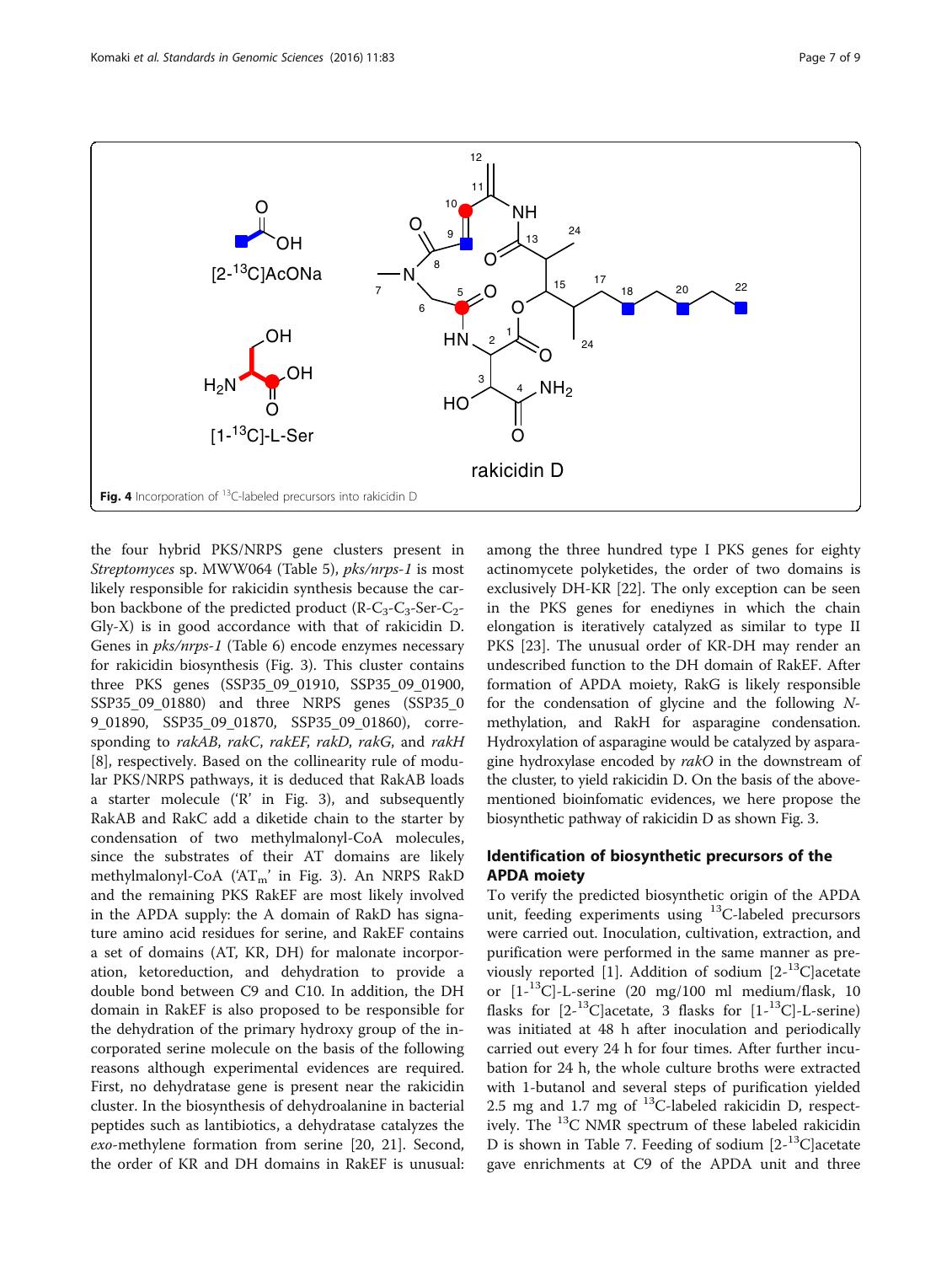[2-$^{13}$C]AcONa

[1-$^{13}$C]-L-Ser

rakicidin D

**Fig. 4** Incorporation of $^{13}$C-labeled precursors into rakicidin D

the four hybrid PKS/NRPS gene clusters present in *Streptomyces* sp. MWW064 (Table 5), *pks/nrps-1* is most likely responsible for rakicidin synthesis because the carbon backbone of the predicted product (R-$C_3$-$C_3$-Ser-$C_2$-Gly-X) is in good accordance with that of rakicidin D. Genes in *pks/nrps-1* (Table 6) encode enzymes necessary for rakicidin biosynthesis (Fig. 3). This cluster contains three PKS genes (SSP35_09_01910, SSP35_09_01900, SSP35_09_01880) and three NRPS genes (SSP35_09_01890, SSP35_09_01870, SSP35_09_01860), corresponding to *rakAB*, *rakC*, *rakEF*, *rakD*, *rakG*, and *rakH* [8], respectively. Based on the collinearity rule of modular PKS/NRPS pathways, it is deduced that RakAB loads a starter molecule ('R' in Fig. 3), and subsequently RakAB and RakC add a diketide chain to the starter by condensation of two methylmalonyl-CoA molecules, since the substrates of their AT domains are likely methylmalonyl-CoA ('$AT_m$' in Fig. 3). An NRPS RakD and the remaining PKS RakEF are most likely involved in the APDA supply: the A domain of RakD has signature amino acid residues for serine, and RakEF contains a set of domains (AT, KR, DH) for malonate incorporation, ketoreduction, and dehydration to provide a double bond between C9 and C10. In addition, the DH domain in RakEF is also proposed to be responsible for the dehydration of the primary hydroxy group of the incorporated serine molecule on the basis of the following reasons although experimental evidences are required. First, no dehydratase gene is present near the rakicidin cluster. In the biosynthesis of dehydroalanine in bacterial peptides such as lantibiotics, a dehydratase catalyzes the *exo*-methylene formation from serine [20, 21]. Second, the order of KR and DH domains in RakEF is unusual: among the three hundred type I PKS genes for eighty actinomycete polyketides, the order of two domains is exclusively DH-KR [22]. The only exception can be seen in the PKS genes for enediynes in which the chain elongation is iteratively catalyzed as similar to type II PKS [23]. The unusual order of KR-DH may render an undescribed function to the DH domain of RakEF. After formation of APDA moiety, RakG is likely responsible for the condensation of glycine and the following *N*-methylation, and RakH for asparagine condensation. Hydroxylation of asparagine would be catalyzed by asparagine hydroxylase encoded by *rakO* in the downstream of the cluster, to yield rakicidin D. On the basis of the above-mentioned bioinfomatic evidences, we here propose the biosynthetic pathway of rakicidin D as shown Fig. 3.

## Identification of biosynthetic precursors of the APDA moiety

To verify the predicted biosynthetic origin of the APDA unit, feeding experiments using $^{13}$C-labeled precursors were carried out. Inoculation, cultivation, extraction, and purification were performed in the same manner as previously reported [1]. Addition of sodium [2-$^{13}$C]acetate or [1-$^{13}$C]-L-serine (20 mg/100 ml medium/flask, 10 flasks for [2-$^{13}$C]acetate, 3 flasks for [1-$^{13}$C]-L-serine) was initiated at 48 h after inoculation and periodically carried out every 24 h for four times. After further incubation for 24 h, the whole culture broths were extracted with 1-butanol and several steps of purification yielded 2.5 mg and 1.7 mg of $^{13}$C-labeled rakicidin D, respectively. The $^{13}$C NMR spectrum of these labeled rakicidin D is shown in Table 7. Feeding of sodium [2-$^{13}$C]acetate gave enrichments at C9 of the APDA unit and three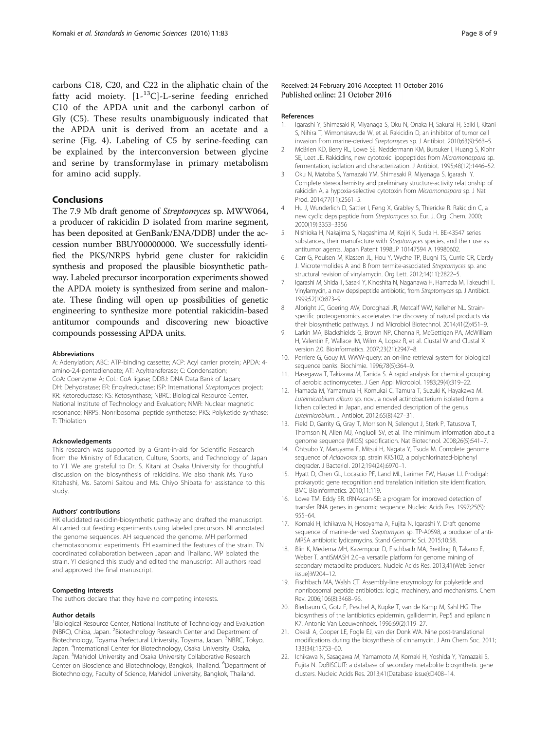carbons C18, C20, and C22 in the aliphatic chain of the fatty acid moiety. [1-$^{13}$C]-L-serine feeding enriched C10 of the APDA unit and the carbonyl carbon of Gly (C5). These results unambiguously indicated that the APDA unit is derived from an acetate and a serine (Fig. 4). Labeling of C5 by serine-feeding can be explained by the interconversion between glycine and serine by transformylase in primary metabolism for amino acid supply.

## Conclusions

The 7.9 Mb draft genome of *Streptomyces* sp. MWW064, a producer of rakicidin D isolated from marine sediment, has been deposited at GenBank/ENA/DDBJ under the accession number BBUY00000000. We successfully identified the PKS/NRPS hybrid gene cluster for rakicidin synthesis and proposed the plausible biosynthetic pathway. Labeled precursor incorporation experiments showed the APDA moiety is synthesized from serine and malonate. These finding will open up possibilities of genetic engineering to synthesize more potential rakicidin-based antitumor compounds and discovering new bioactive compounds possessing APDA units.

#### Abbreviations

A: Adenylation; ABC: ATP-binding cassette; ACP: Acyl carrier protein; APDA: 4-amino-2,4-pentadienoate; AT: Acyltransferase; C: Condensation; CoA: Coenzyme A; CoL: CoA ligase; DDBJ: DNA Data Bank of Japan; DH: Dehydratase; ER: Enoylreductase; ISP: International *Streptomyces* project; KR: Ketoreductase; KS: Ketosynthase; NBRC: Biological Resource Center, National Institute of Technology and Evaluation; NMR: Nuclear magnetic resonance; NRPS: Nonribosomal peptide synthetase; PKS: Polyketide synthase; T: Thiolation

#### Acknowledgements

This research was supported by a Grant-in-aid for Scientific Research from the Ministry of Education, Culture, Sports, and Technology of Japan to Y.I. We are grateful to Dr. S. Kitani at Osaka University for thoughtful discussion on the biosynthesis of rakicidins. We also thank Ms. Yuko Kitahashi, Ms. Satomi Saitou and Ms. Chiyo Shibata for assistance to this study.

#### Authors' contributions

HK elucidated rakicidin-biosynthetic pathway and drafted the manuscript. AI carried out feeding experiments using labeled precursors. NI annotated the genome sequences. AH sequenced the genome. MH performed chemotaxonomic experiments. EH examined the features of the strain. TN coordinated collaboration between Japan and Thailand. WP isolated the strain. YI designed this study and edited the manuscript. All authors read and approved the final manuscript.

#### Competing interests

The authors declare that they have no competing interests.

#### Author details

[1]Biological Resource Center, National Institute of Technology and Evaluation (NBRC), Chiba, Japan. [2]Biotechnology Research Center and Department of Biotechnology, Toyama Prefectural University, Toyama, Japan. [3]NBRC, Tokyo, Japan. [4]International Center for Biotechnology, Osaka University, Osaka, Japan. [5]Mahidol University and Osaka University Collaborative Research Center on Bioscience and Biotechnology, Bangkok, Thailand. [6]Department of Biotechnology, Faculty of Science, Mahidol University, Bangkok, Thailand.

Received: 24 February 2016 Accepted: 11 October 2016
Published online: 21 October 2016

#### References

1. Igarashi Y, Shimasaki R, Miyanaga S, Oku N, Onaka H, Sakurai H, Saiki I, Kitani S, Nihira T, Wimonsiravude W, et al. Rakicidin D, an inhibitor of tumor cell invasion from marine-derived *Streptomyces* sp. J Antibiot. 2010;63(9):563–5.
2. McBrien KD, Berry RL, Lowe SE, Neddermann KM, Bursuker I, Huang S, Klohr SE, Leet JE. Rakicidins, new cytotoxic lipopeptides from *Micromonospora* sp. fermentation, isolation and characterization. J Antibiot. 1995;48(12):1446–52.
3. Oku N, Matoba S, Yamazaki YM, Shimasaki R, Miyanaga S, Igarashi Y. Complete stereochemistry and preliminary structure-activity relationship of rakicidin A, a hypoxia-selective cytotoxin from *Micromonospora* sp. J Nat Prod. 2014;77(11):2561–5.
4. Hu J, Wunderlich D, Sattler I, Feng X, Grabley S, Thiericke R. Rakicidin C, a new cyclic depsipeptide from *Streptomyces* sp. Eur. J. Org. Chem. 2000; 2000(19):3353–3356
5. Nishioka H, Nakajima S, Nagashima M, Kojiri K, Suda H. BE-43547 series substances, their manufacture with *Streptomyces* species, and their use as antitumor agents. Japan Patent 1998:JP 10147594 A 19980602.
6. Carr G, Poulsen M, Klassen JL, Hou Y, Wyche TP, Bugni TS, Currie CR, Clardy J. Microtermolides A and B from termite-associated *Streptomyces* sp. and structural revision of vinylamycin. Org Lett. 2012;14(11):2822–5.
7. Igarashi M, Shida T, Sasaki Y, Kinoshita N, Naganawa H, Hamada M, Takeuchi T. Vinylamycin, a new depsipeptide antibiotic, from *Streptomyces* sp. J Antibiot. 1999;52(10):873–9.
8. Albright JC, Goering AW, Doroghazi JR, Metcalf WW, Kelleher NL. Strain-specific proteogenomics accelerates the discovery of natural products via their biosynthetic pathways. J Ind Microbiol Biotechnol. 2014;41(2):451–9.
9. Larkin MA, Blackshields G, Brown NP, Chenna R, McGettigan PA, McWilliam H, Valentin F, Wallace IM, Wilm A, Lopez R, et al. Clustal W and Clustal X version 2.0. Bioinformatics. 2007;23(21):2947–8.
10. Perriere G, Gouy M. WWW-query: an on-line retrieval system for biological sequence banks. Biochimie. 1996;78(5):364–9.
11. Hasegawa T, Takizawa M, Tanida S. A rapid analysis for chemical grouping of aerobic actinomycetes. J Gen Appl Microbiol. 1983;29(4):319–22.
12. Hamada M, Yamamura H, Komukai C, Tamura T, Suzuki K, Hayakawa M. *Luteimicrobium album* sp. nov., a novel actinobacterium isolated from a lichen collected in Japan, and emended description of the genus *Luteimicrobium*. J Antibiot. 2012;65(8):427–31.
13. Field D, Garrity G, Gray T, Morrison N, Selengut J, Sterk P, Tatusova T, Thomson N, Allen MJ, Angiuoli SV, et al. The minimum information about a genome sequence (MIGS) specification. Nat Biotechnol. 2008;26(5):541–7.
14. Ohtsubo Y, Maruyama F, Mitsui H, Nagata Y, Tsuda M. Complete genome sequence of *Acidovorax* sp. strain KKS102, a polychlorinated-biphenyl degrader. J Bacteriol. 2012;194(24):6970–1.
15. Hyatt D, Chen GL, Locascio PF, Land ML, Larimer FW, Hauser LJ. Prodigal: prokaryotic gene recognition and translation initiation site identification. BMC Bioinformatics. 2010;11:119.
16. Lowe TM, Eddy SR. tRNAscan-SE: a program for improved detection of transfer RNA genes in genomic sequence. Nucleic Acids Res. 1997;25(5): 955–64.
17. Komaki H, Ichikawa N, Hosoyama A, Fujita N, Igarashi Y. Draft genome sequence of marine-derived *Streptomyces* sp. TP-A0598, a producer of anti-MRSA antibiotic lydicamycins. Stand Genomic Sci. 2015;10:58.
18. Blin K, Medema MH, Kazempour D, Fischbach MA, Breitling R, Takano E, Weber T. antiSMASH 2.0–a versatile platform for genome mining of secondary metabolite producers. Nucleic Acids Res. 2013;41(Web Server issue):W204–12.
19. Fischbach MA, Walsh CT. Assembly-line enzymology for polyketide and nonribosomal peptide antibiotics: logic, machinery, and mechanisms. Chem Rev. 2006;106(8):3468–96.
20. Bierbaum G, Gotz F, Peschel A, Kupke T, van de Kamp M, Sahl HG. The biosynthesis of the lantibiotics epidermin, gallidermin, Pep5 and epilancin K7. Antonie Van Leeuwenhoek. 1996;69(2):119–27.
21. Okesli A, Cooper LE, Fogle EJ, van der Donk WA. Nine post-translational modifications during the biosynthesis of cinnamycin. J Am Chem Soc. 2011; 133(34):13753–60.
22. Ichikawa N, Sasagawa M, Yamamoto M, Komaki H, Yoshida Y, Yamazaki S, Fujita N. DoBISCUIT: a database of secondary metabolite biosynthetic gene clusters. Nucleic Acids Res. 2013;41(Database issue):D408–14.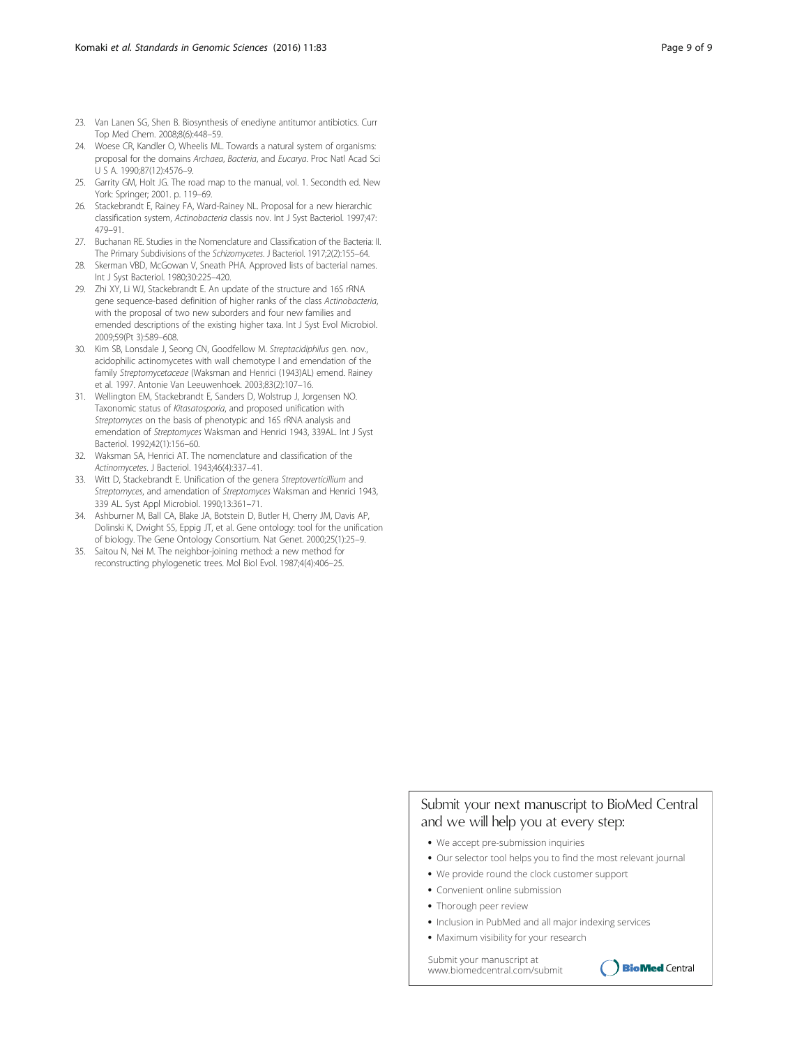23. Van Lanen SG, Shen B. Biosynthesis of enediyne antitumor antibiotics. Curr Top Med Chem. 2008;8(6):448–59.
24. Woese CR, Kandler O, Wheelis ML. Towards a natural system of organisms: proposal for the domains *Archaea*, *Bacteria*, and *Eucarya*. Proc Natl Acad Sci U S A. 1990;87(12):4576–9.
25. Garrity GM, Holt JG. The road map to the manual, vol. 1. Secondth ed. New York: Springer; 2001. p. 119–69.
26. Stackebrandt E, Rainey FA, Ward-Rainey NL. Proposal for a new hierarchic classification system, *Actinobacteria* classis nov. Int J Syst Bacteriol. 1997;47:479–91.
27. Buchanan RE. Studies in the Nomenclature and Classification of the Bacteria: II. The Primary Subdivisions of the *Schizomycetes*. J Bacteriol. 1917;2(2):155–64.
28. Skerman VBD, McGowan V, Sneath PHA. Approved lists of bacterial names. Int J Syst Bacteriol. 1980;30:225–420.
29. Zhi XY, Li WJ, Stackebrandt E. An update of the structure and 16S rRNA gene sequence-based definition of higher ranks of the class *Actinobacteria*, with the proposal of two new suborders and four new families and emended descriptions of the existing higher taxa. Int J Syst Evol Microbiol. 2009;59(Pt 3):589–608.
30. Kim SB, Lonsdale J, Seong CN, Goodfellow M. *Streptacidiphilus* gen. nov., acidophilic actinomycetes with wall chemotype I and emendation of the family *Streptomycetaceae* (Waksman and Henrici (1943)AL) emend. Rainey et al. 1997. Antonie Van Leeuwenhoek. 2003;83(2):107–16.
31. Wellington EM, Stackebrandt E, Sanders D, Wolstrup J, Jorgensen NO. Taxonomic status of *Kitasatosporia*, and proposed unification with *Streptomyces* on the basis of phenotypic and 16S rRNA analysis and emendation of *Streptomyces* Waksman and Henrici 1943, 339AL. Int J Syst Bacteriol. 1992;42(1):156–60.
32. Waksman SA, Henrici AT. The nomenclature and classification of the *Actinomycetes*. J Bacteriol. 1943;46(4):337–41.
33. Witt D, Stackebrandt E. Unification of the genera *Streptoverticillium* and *Streptomyces*, and amendation of *Streptomyces* Waksman and Henrici 1943, 339 AL. Syst Appl Microbiol. 1990;13:361–71.
34. Ashburner M, Ball CA, Blake JA, Botstein D, Butler H, Cherry JM, Davis AP, Dolinski K, Dwight SS, Eppig JT, et al. Gene ontology: tool for the unification of biology. The Gene Ontology Consortium. Nat Genet. 2000;25(1):25–9.
35. Saitou N, Nei M. The neighbor-joining method: a new method for reconstructing phylogenetic trees. Mol Biol Evol. 1987;4(4):406–25.

Submit your next manuscript to BioMed Central and we will help you at every step:

- We accept pre-submission inquiries
- Our selector tool helps you to find the most relevant journal
- We provide round the clock customer support
- Convenient online submission
- Thorough peer review
- Inclusion in PubMed and all major indexing services
- Maximum visibility for your research

Submit your manuscript at
www.biomedcentral.com/submit

BioMed Central